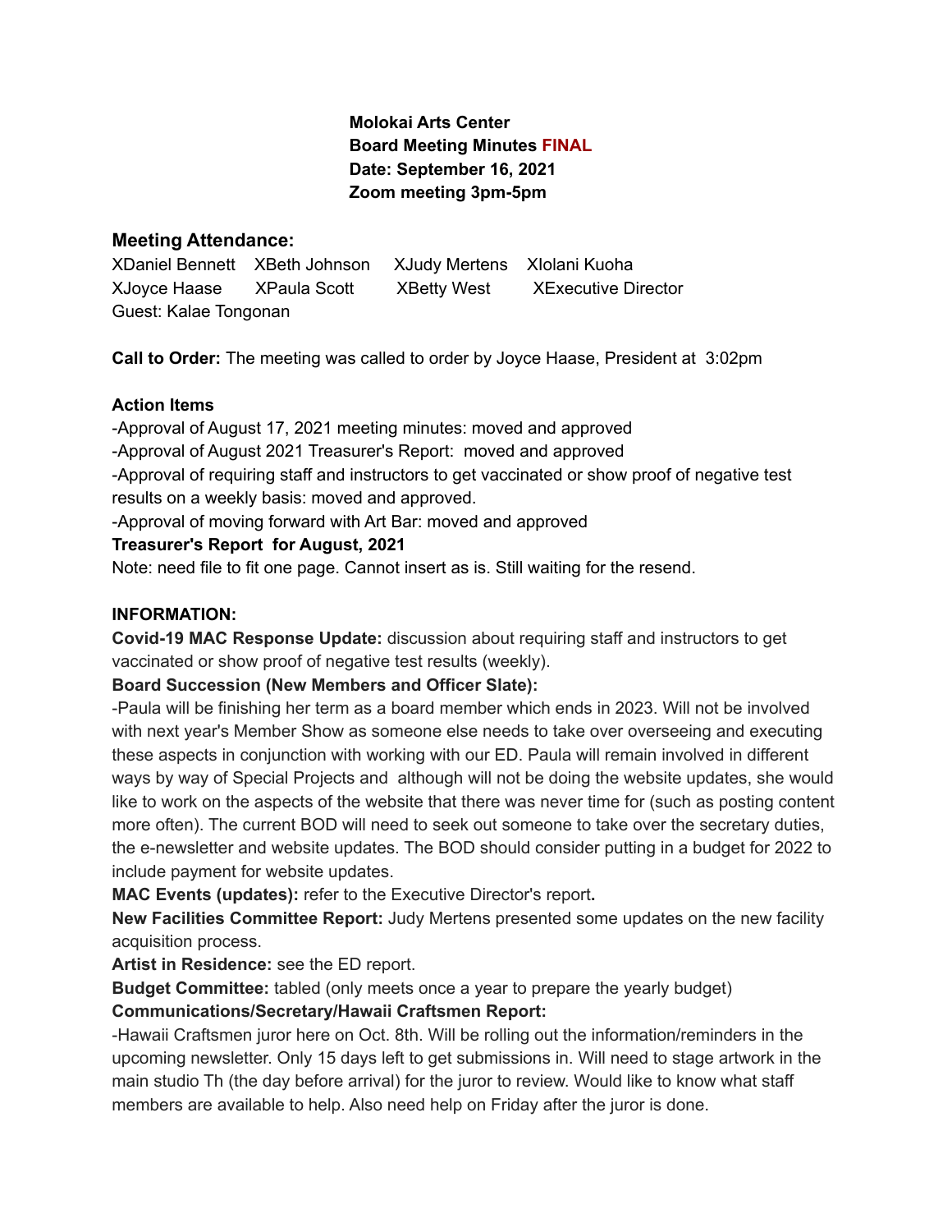**Molokai Arts Center**
**Board Meeting Minutes FINAL**
**Date: September 16, 2021**
**Zoom meeting 3pm-5pm**

## Meeting Attendance:

XDaniel Bennett XBeth Johnson XJudy Mertens XIolani Kuoha
XJoyce Haase XPaula Scott XBetty West XExecutive Director
Guest: Kalae Tongonan

**Call to Order:** The meeting was called to order by Joyce Haase, President at 3:02pm

**Action Items**

-Approval of August 17, 2021 meeting minutes: moved and approved
-Approval of August 2021 Treasurer's Report: moved and approved
-Approval of requiring staff and instructors to get vaccinated or show proof of negative test results on a weekly basis: moved and approved.
-Approval of moving forward with Art Bar: moved and approved

**Treasurer's Report for August, 2021**

Note: need file to fit one page. Cannot insert as is. Still waiting for the resend.

**INFORMATION:**

**Covid-19 MAC Response Update:** discussion about requiring staff and instructors to get vaccinated or show proof of negative test results (weekly).

**Board Succession (New Members and Officer Slate):**

-Paula will be finishing her term as a board member which ends in 2023. Will not be involved with next year's Member Show as someone else needs to take over overseeing and executing these aspects in conjunction with working with our ED. Paula will remain involved in different ways by way of Special Projects and although will not be doing the website updates, she would like to work on the aspects of the website that there was never time for (such as posting content more often). The current BOD will need to seek out someone to take over the secretary duties, the e-newsletter and website updates. The BOD should consider putting in a budget for 2022 to include payment for website updates.

**MAC Events (updates):** refer to the Executive Director's report**.**

**New Facilities Committee Report:** Judy Mertens presented some updates on the new facility acquisition process.

**Artist in Residence:** see the ED report.

**Budget Committee:** tabled (only meets once a year to prepare the yearly budget)

**Communications/Secretary/Hawaii Craftsmen Report:**

-Hawaii Craftsmen juror here on Oct. 8th. Will be rolling out the information/reminders in the upcoming newsletter. Only 15 days left to get submissions in. Will need to stage artwork in the main studio Th (the day before arrival) for the juror to review. Would like to know what staff members are available to help. Also need help on Friday after the juror is done.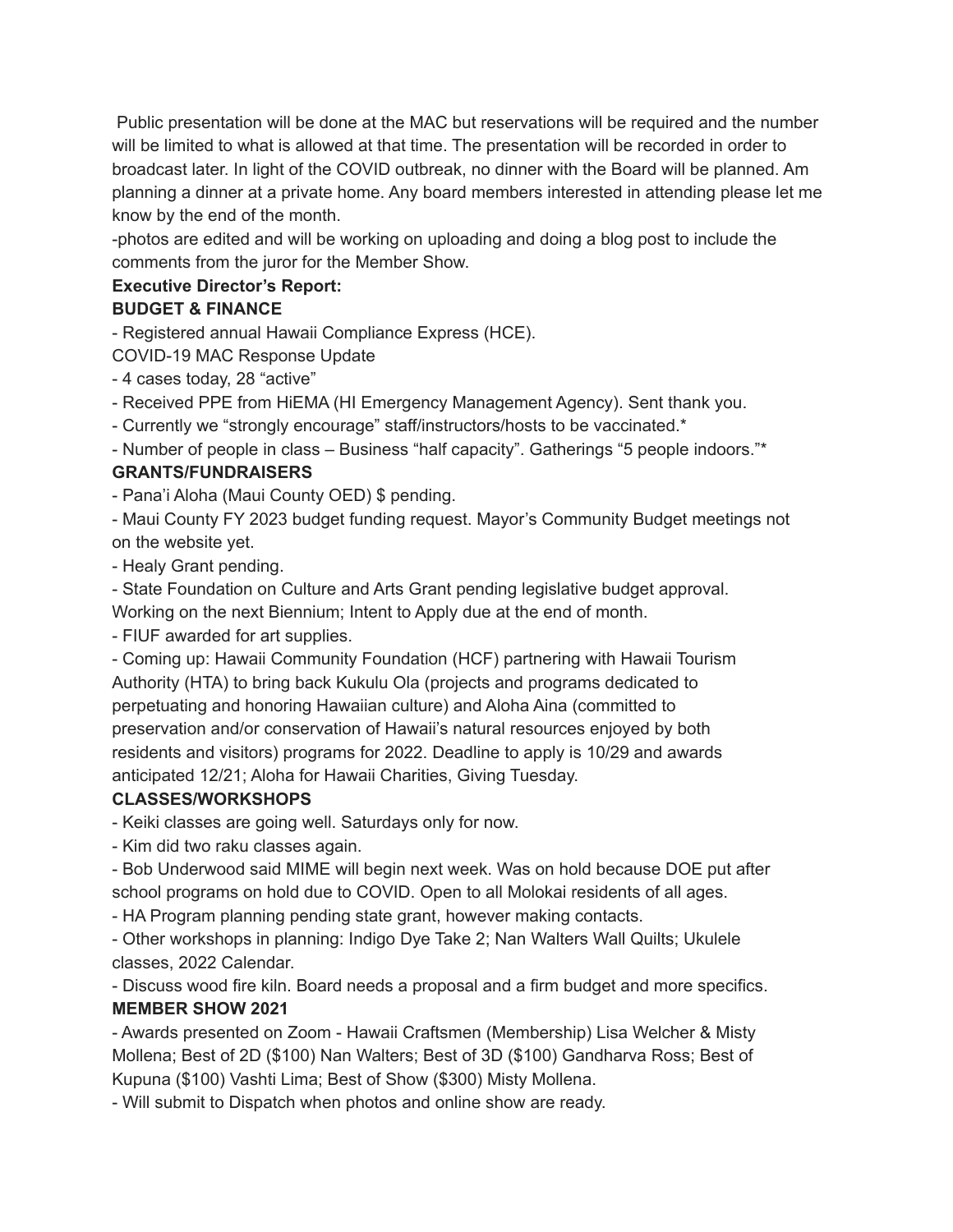Public presentation will be done at the MAC but reservations will be required and the number will be limited to what is allowed at that time. The presentation will be recorded in order to broadcast later. In light of the COVID outbreak, no dinner with the Board will be planned. Am planning a dinner at a private home. Any board members interested in attending please let me know by the end of the month.

-photos are edited and will be working on uploading and doing a blog post to include the comments from the juror for the Member Show.

**Executive Director's Report:**

**BUDGET & FINANCE**

- Registered annual Hawaii Compliance Express (HCE).

COVID-19 MAC Response Update

- 4 cases today, 28 "active"
- Received PPE from HiEMA (HI Emergency Management Agency). Sent thank you.
- Currently we "strongly encourage" staff/instructors/hosts to be vaccinated.*
- Number of people in class – Business "half capacity". Gatherings "5 people indoors."*

**GRANTS/FUNDRAISERS**

- Pana'i Aloha (Maui County OED) $ pending.
- Maui County FY 2023 budget funding request. Mayor's Community Budget meetings not on the website yet.
- Healy Grant pending.
- State Foundation on Culture and Arts Grant pending legislative budget approval. Working on the next Biennium; Intent to Apply due at the end of month.
- FIUF awarded for art supplies.
- Coming up: Hawaii Community Foundation (HCF) partnering with Hawaii Tourism Authority (HTA) to bring back Kukulu Ola (projects and programs dedicated to perpetuating and honoring Hawaiian culture) and Aloha Aina (committed to preservation and/or conservation of Hawaii's natural resources enjoyed by both residents and visitors) programs for 2022. Deadline to apply is 10/29 and awards anticipated 12/21; Aloha for Hawaii Charities, Giving Tuesday.

**CLASSES/WORKSHOPS**

- Keiki classes are going well. Saturdays only for now.
- Kim did two raku classes again.
- Bob Underwood said MIME will begin next week. Was on hold because DOE put after school programs on hold due to COVID. Open to all Molokai residents of all ages.
- HA Program planning pending state grant, however making contacts.
- Other workshops in planning: Indigo Dye Take 2; Nan Walters Wall Quilts; Ukulele classes, 2022 Calendar.
- Discuss wood fire kiln. Board needs a proposal and a firm budget and more specifics.

**MEMBER SHOW 2021**

- Awards presented on Zoom - Hawaii Craftsmen (Membership) Lisa Welcher & Misty Mollena; Best of 2D ($100) Nan Walters; Best of 3D ($100) Gandharva Ross; Best of Kupuna ($100) Vashti Lima; Best of Show ($300) Misty Mollena.
- Will submit to Dispatch when photos and online show are ready.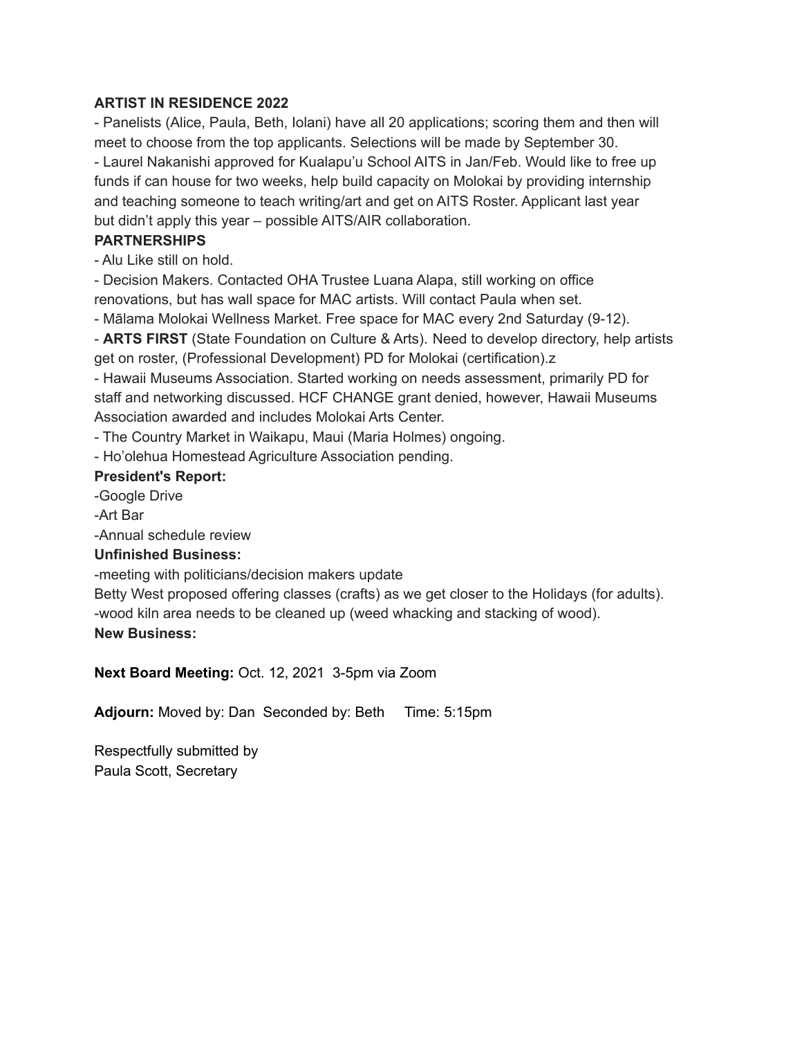**ARTIST IN RESIDENCE 2022**

- Panelists (Alice, Paula, Beth, Iolani) have all 20 applications; scoring them and then will meet to choose from the top applicants. Selections will be made by September 30.
- Laurel Nakanishi approved for Kualapu'u School AITS in Jan/Feb. Would like to free up funds if can house for two weeks, help build capacity on Molokai by providing internship and teaching someone to teach writing/art and get on AITS Roster. Applicant last year but didn't apply this year – possible AITS/AIR collaboration.

**PARTNERSHIPS**

- Alu Like still on hold.
- Decision Makers. Contacted OHA Trustee Luana Alapa, still working on office renovations, but has wall space for MAC artists. Will contact Paula when set.
- Mālama Molokai Wellness Market. Free space for MAC every 2nd Saturday (9-12).
- **ARTS FIRST** (State Foundation on Culture & Arts). Need to develop directory, help artists get on roster, (Professional Development) PD for Molokai (certification).z
- Hawaii Museums Association. Started working on needs assessment, primarily PD for staff and networking discussed. HCF CHANGE grant denied, however, Hawaii Museums Association awarded and includes Molokai Arts Center.
- The Country Market in Waikapu, Maui (Maria Holmes) ongoing.
- Ho'olehua Homestead Agriculture Association pending.

**President's Report:**

-Google Drive
-Art Bar
-Annual schedule review

**Unfinished Business:**

-meeting with politicians/decision makers update
Betty West proposed offering classes (crafts) as we get closer to the Holidays (for adults).
-wood kiln area needs to be cleaned up (weed whacking and stacking of wood).

**New Business:**

**Next Board Meeting:** Oct. 12, 2021 3-5pm via Zoom

**Adjourn:** Moved by: Dan Seconded by: Beth Time: 5:15pm

Respectfully submitted by
Paula Scott, Secretary